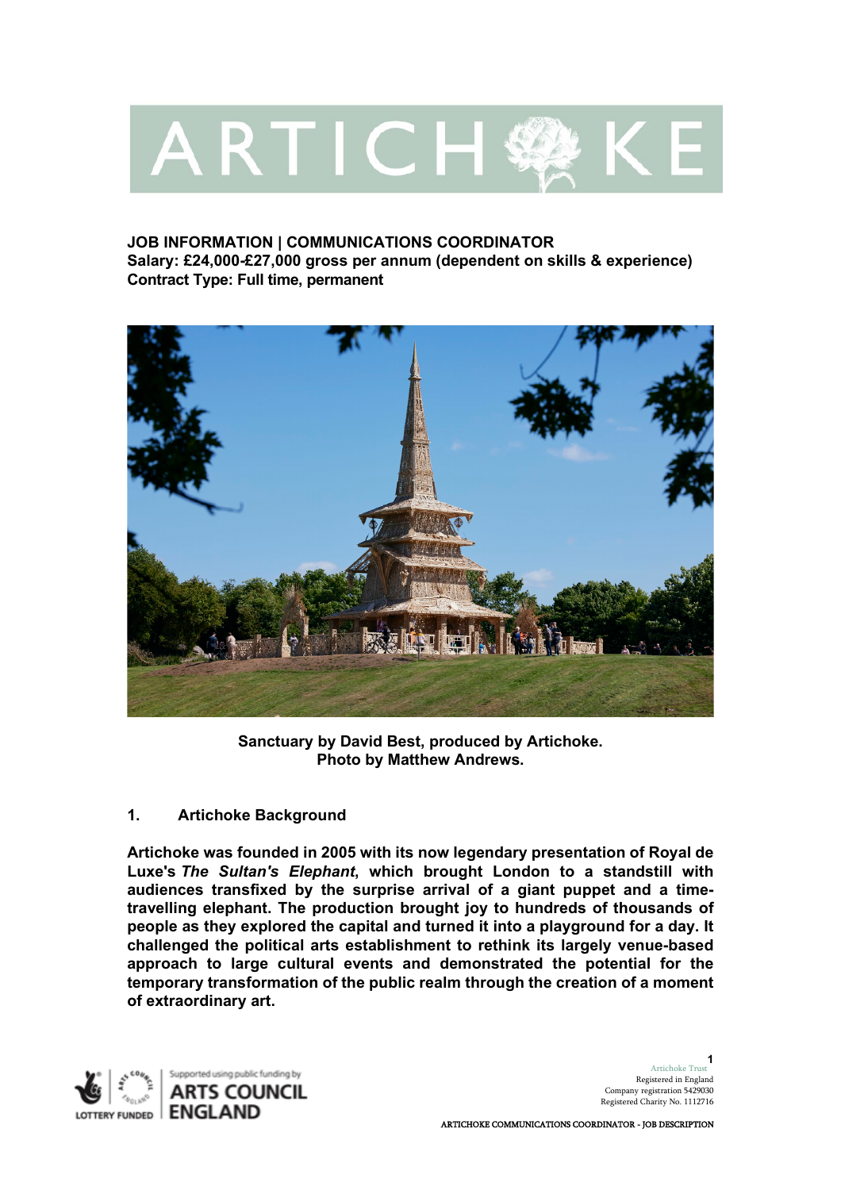# JOB INFORMATION | COMMUNICATIONS COORDINATOR

**Salary: £24,000-£27,000 gross per annum (dependent on skills & experience)**
**Contract Type: Full time, permanent**

**Sanctuary by David Best, produced by Artichoke.**
**Photo by Matthew Andrews.**

## 1. Artichoke Background

**Artichoke was founded in 2005 with its now legendary presentation of Royal de Luxe's *The Sultan's Elephant*, which brought London to a standstill with audiences transfixed by the surprise arrival of a giant puppet and a time-travelling elephant. The production brought joy to hundreds of thousands of people as they explored the capital and turned it into a playground for a day. It challenged the political arts establishment to rethink its largely venue-based approach to large cultural events and demonstrated the potential for the temporary transformation of the public realm through the creation of a moment of extraordinary art.**

Artichoke Trust
Registered in England
Company registration 5429030
Registered Charity No. 1112716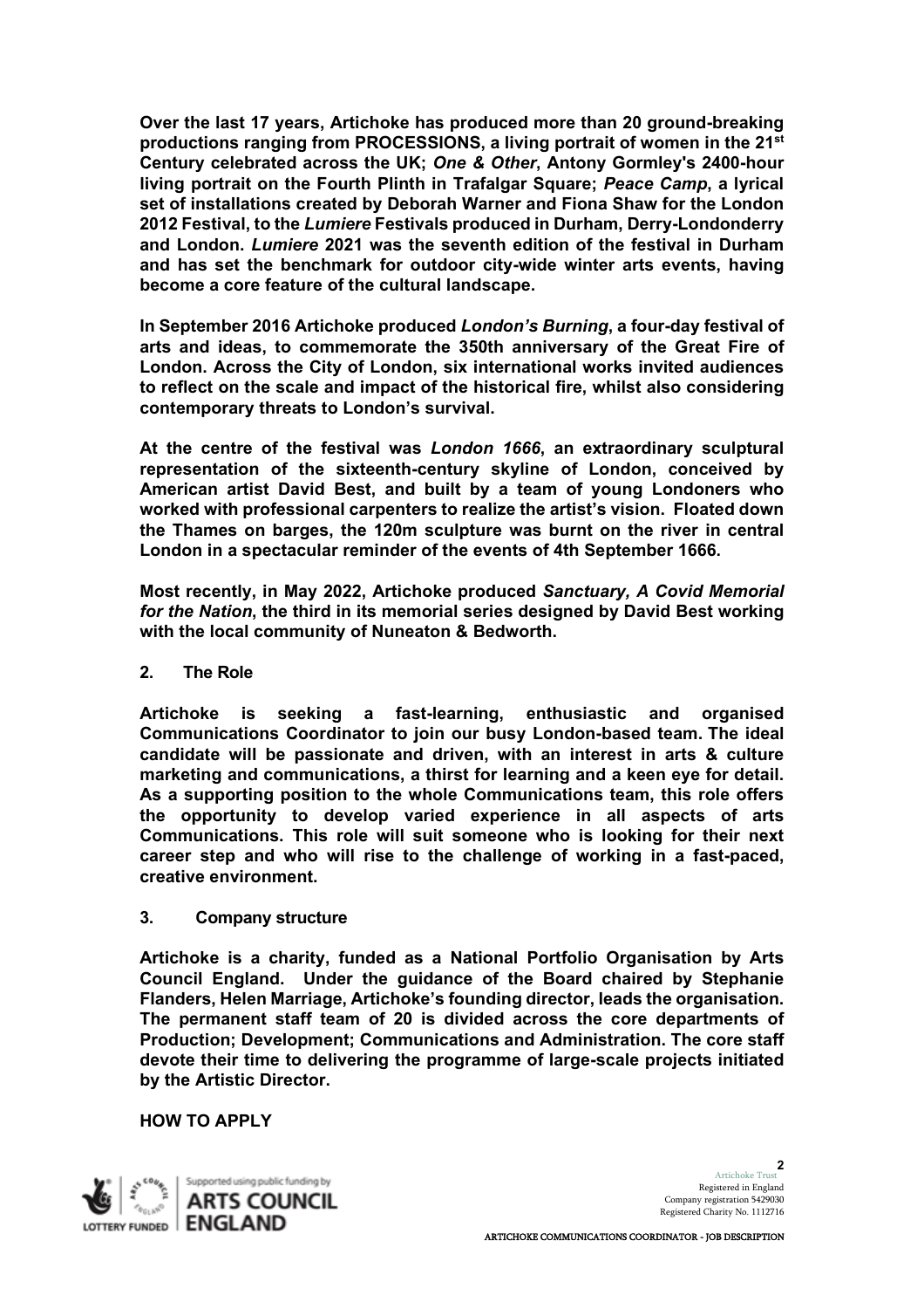**Over the last 17 years, Artichoke has produced more than 20 ground-breaking productions ranging from PROCESSIONS, a living portrait of women in the 21st Century celebrated across the UK; *One & Other*, Antony Gormley's 2400-hour living portrait on the Fourth Plinth in Trafalgar Square; *Peace Camp*, a lyrical set of installations created by Deborah Warner and Fiona Shaw for the London 2012 Festival, to the *Lumiere* Festivals produced in Durham, Derry-Londonderry and London. *Lumiere* 2021 was the seventh edition of the festival in Durham and has set the benchmark for outdoor city-wide winter arts events, having become a core feature of the cultural landscape.**

**In September 2016 Artichoke produced *London's Burning*, a four-day festival of arts and ideas, to commemorate the 350th anniversary of the Great Fire of London. Across the City of London, six international works invited audiences to reflect on the scale and impact of the historical fire, whilst also considering contemporary threats to London's survival.**

**At the centre of the festival was *London 1666*, an extraordinary sculptural representation of the sixteenth-century skyline of London, conceived by American artist David Best, and built by a team of young Londoners who worked with professional carpenters to realize the artist's vision. Floated down the Thames on barges, the 120m sculpture was burnt on the river in central London in a spectacular reminder of the events of 4th September 1666.**

**Most recently, in May 2022, Artichoke produced *Sanctuary, A Covid Memorial for the Nation*, the third in its memorial series designed by David Best working with the local community of Nuneaton & Bedworth.**

## 2. The Role

**Artichoke is seeking a fast-learning, enthusiastic and organised Communications Coordinator to join our busy London-based team. The ideal candidate will be passionate and driven, with an interest in arts & culture marketing and communications, a thirst for learning and a keen eye for detail. As a supporting position to the whole Communications team, this role offers the opportunity to develop varied experience in all aspects of arts Communications. This role will suit someone who is looking for their next career step and who will rise to the challenge of working in a fast-paced, creative environment.**

## 3. Company structure

**Artichoke is a charity, funded as a National Portfolio Organisation by Arts Council England. Under the guidance of the Board chaired by Stephanie Flanders, Helen Marriage, Artichoke's founding director, leads the organisation. The permanent staff team of 20 is divided across the core departments of Production; Development; Communications and Administration. The core staff devote their time to delivering the programme of large-scale projects initiated by the Artistic Director.**

## HOW TO APPLY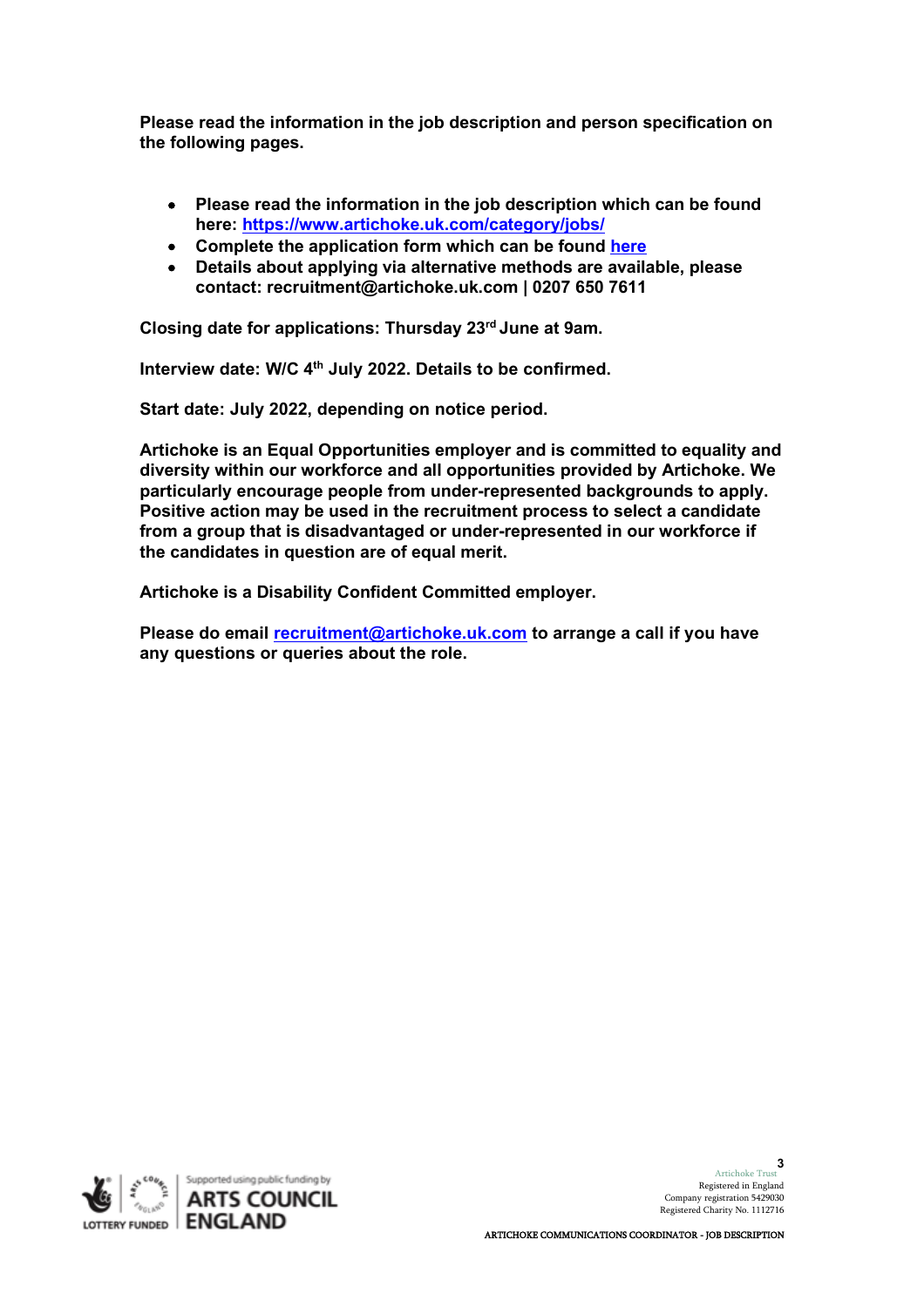**Please read the information in the job description and person specification on the following pages.**

- **Please read the information in the job description which can be found here: [https://www.artichoke.uk.com/category/jobs/](https://www.artichoke.uk.com/category/jobs/)**
- **Complete the application form which can be found [here](#)**
- **Details about applying via alternative methods are available, please contact: recruitment@artichoke.uk.com | 0207 650 7611**

**Closing date for applications: Thursday 23rd June at 9am.**

**Interview date: W/C 4th July 2022. Details to be confirmed.**

**Start date: July 2022, depending on notice period.**

**Artichoke is an Equal Opportunities employer and is committed to equality and diversity within our workforce and all opportunities provided by Artichoke. We particularly encourage people from under-represented backgrounds to apply. Positive action may be used in the recruitment process to select a candidate from a group that is disadvantaged or under-represented in our workforce if the candidates in question are of equal merit.**

**Artichoke is a Disability Confident Committed employer.**

**Please do email [recruitment@artichoke.uk.com](mailto:recruitment@artichoke.uk.com) to arrange a call if you have any questions or queries about the role.**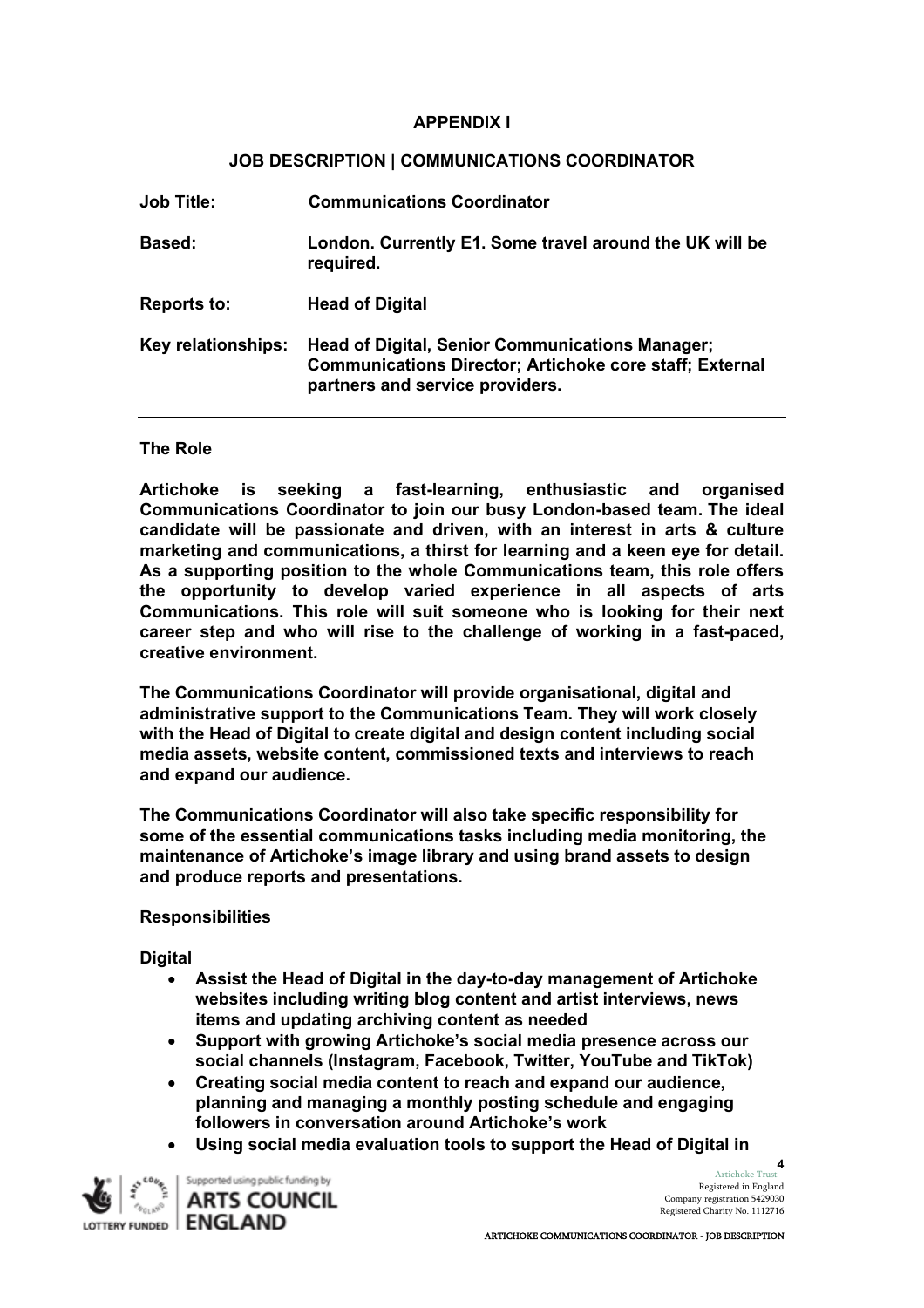## APPENDIX I

## JOB DESCRIPTION | COMMUNICATIONS COORDINATOR

| | |
|---|---|
| **Job Title:** | **Communications Coordinator** |
| **Based:** | **London. Currently E1. Some travel around the UK will be required.** |
| **Reports to:** | **Head of Digital** |
| **Key relationships:** | **Head of Digital, Senior Communications Manager; Communications Director; Artichoke core staff; External partners and service providers.** |

### The Role

**Artichoke is seeking a fast-learning, enthusiastic and organised Communications Coordinator to join our busy London-based team. The ideal candidate will be passionate and driven, with an interest in arts & culture marketing and communications, a thirst for learning and a keen eye for detail. As a supporting position to the whole Communications team, this role offers the opportunity to develop varied experience in all aspects of arts Communications. This role will suit someone who is looking for their next career step and who will rise to the challenge of working in a fast-paced, creative environment.**

**The Communications Coordinator will provide organisational, digital and administrative support to the Communications Team. They will work closely with the Head of Digital to create digital and design content including social media assets, website content, commissioned texts and interviews to reach and expand our audience.**

**The Communications Coordinator will also take specific responsibility for some of the essential communications tasks including media monitoring, the maintenance of Artichoke's image library and using brand assets to design and produce reports and presentations.**

### Responsibilities

**Digital**

- **Assist the Head of Digital in the day-to-day management of Artichoke websites including writing blog content and artist interviews, news items and updating archiving content as needed**
- **Support with growing Artichoke's social media presence across our social channels (Instagram, Facebook, Twitter, YouTube and TikTok)**
- **Creating social media content to reach and expand our audience, planning and managing a monthly posting schedule and engaging followers in conversation around Artichoke's work**
- **Using social media evaluation tools to support the Head of Digital in**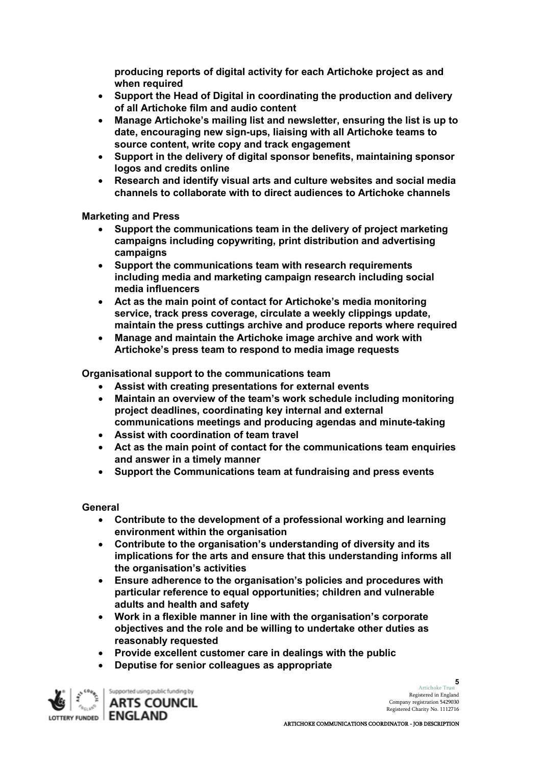producing reports of digital activity for each Artichoke project as and when required

- Support the Head of Digital in coordinating the production and delivery of all Artichoke film and audio content
- Manage Artichoke's mailing list and newsletter, ensuring the list is up to date, encouraging new sign-ups, liaising with all Artichoke teams to source content, write copy and track engagement
- Support in the delivery of digital sponsor benefits, maintaining sponsor logos and credits online
- Research and identify visual arts and culture websites and social media channels to collaborate with to direct audiences to Artichoke channels

**Marketing and Press**

- Support the communications team in the delivery of project marketing campaigns including copywriting, print distribution and advertising campaigns
- Support the communications team with research requirements including media and marketing campaign research including social media influencers
- Act as the main point of contact for Artichoke's media monitoring service, track press coverage, circulate a weekly clippings update, maintain the press cuttings archive and produce reports where required
- Manage and maintain the Artichoke image archive and work with Artichoke's press team to respond to media image requests

**Organisational support to the communications team**

- Assist with creating presentations for external events
- Maintain an overview of the team's work schedule including monitoring project deadlines, coordinating key internal and external communications meetings and producing agendas and minute-taking
- Assist with coordination of team travel
- Act as the main point of contact for the communications team enquiries and answer in a timely manner
- Support the Communications team at fundraising and press events

**General**

- Contribute to the development of a professional working and learning environment within the organisation
- Contribute to the organisation's understanding of diversity and its implications for the arts and ensure that this understanding informs all the organisation's activities
- Ensure adherence to the organisation's policies and procedures with particular reference to equal opportunities; children and vulnerable adults and health and safety
- Work in a flexible manner in line with the organisation's corporate objectives and the role and be willing to undertake other duties as reasonably requested
- Provide excellent customer care in dealings with the public
- Deputise for senior colleagues as appropriate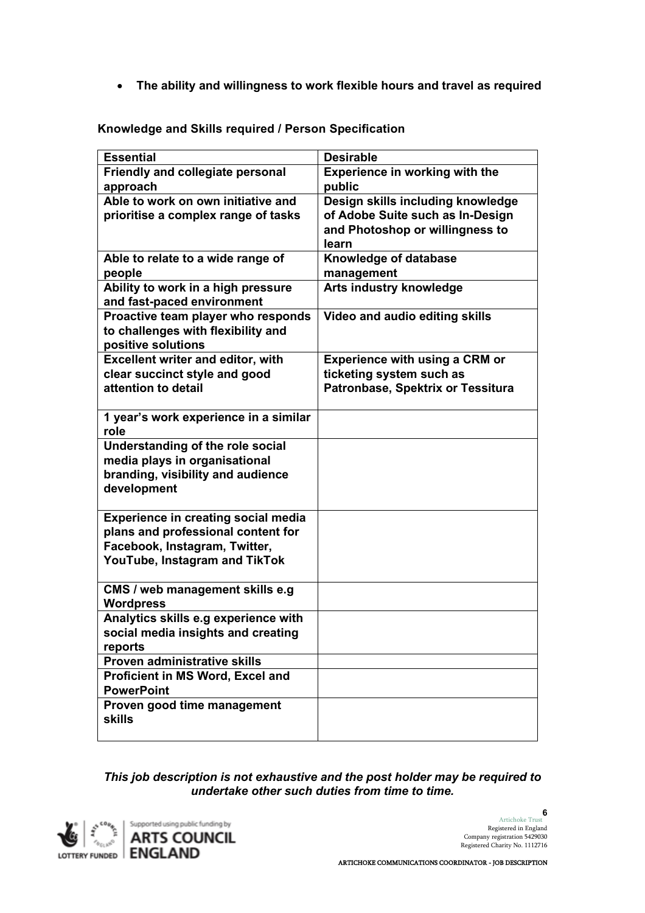- **The ability and willingness to work flexible hours and travel as required**

**Knowledge and Skills required / Person Specification**

| **Essential** | **Desirable** |
|---|---|
| **Friendly and collegiate personal approach** | **Experience in working with the public** |
| **Able to work on own initiative and prioritise a complex range of tasks** | **Design skills including knowledge of Adobe Suite such as In-Design and Photoshop or willingness to learn** |
| **Able to relate to a wide range of people** | **Knowledge of database management** |
| **Ability to work in a high pressure and fast-paced environment** | **Arts industry knowledge** |
| **Proactive team player who responds to challenges with flexibility and positive solutions** | **Video and audio editing skills** |
| **Excellent writer and editor, with clear succinct style and good attention to detail** | **Experience with using a CRM or ticketing system such as Patronbase, Spektrix or Tessitura** |
| **1 year's work experience in a similar role** | |
| **Understanding of the role social media plays in organisational branding, visibility and audience development** | |
| **Experience in creating social media plans and professional content for Facebook, Instagram, Twitter, YouTube, Instagram and TikTok** | |
| **CMS / web management skills e.g Wordpress** | |
| **Analytics skills e.g experience with social media insights and creating reports** | |
| **Proven administrative skills** | |
| **Proficient in MS Word, Excel and PowerPoint** | |
| **Proven good time management skills** | |

***This job description is not exhaustive and the post holder may be required to undertake other such duties from time to time.***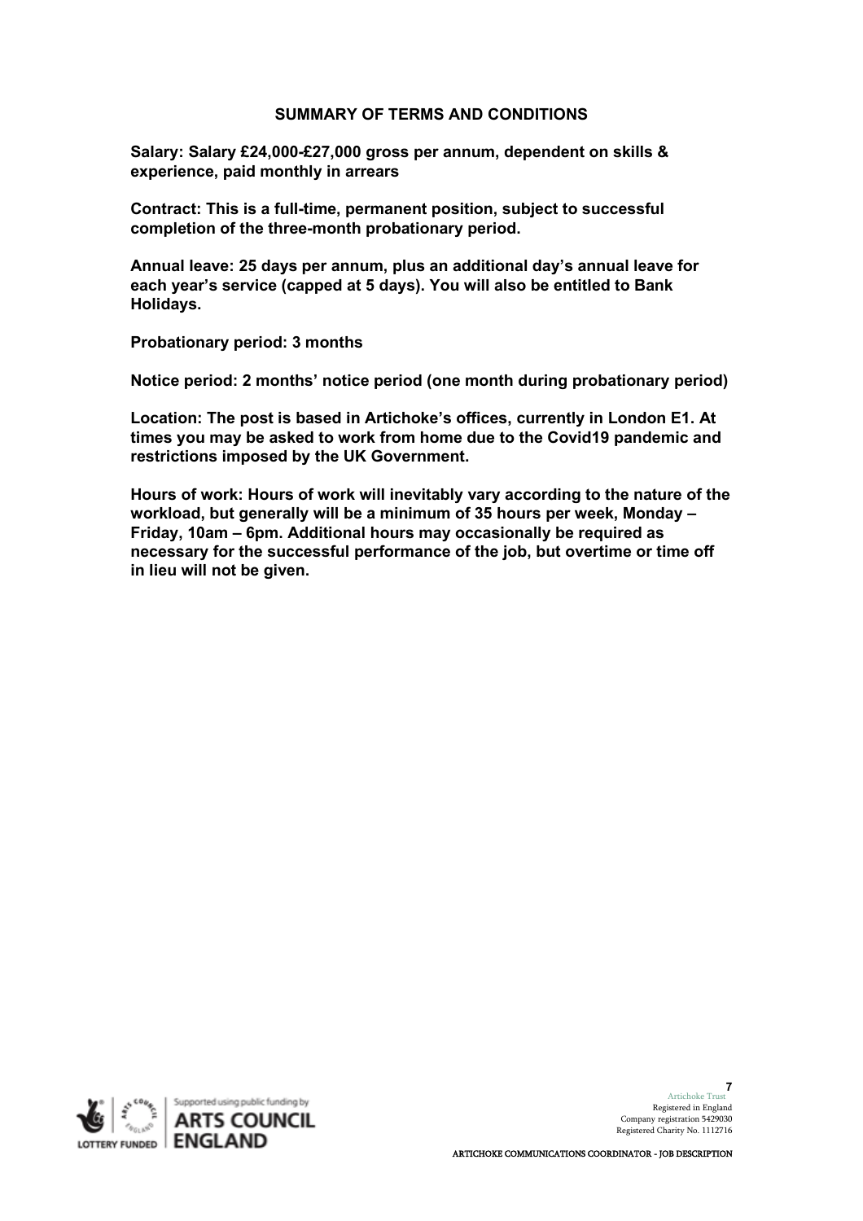## SUMMARY OF TERMS AND CONDITIONS

**Salary: Salary £24,000-£27,000 gross per annum, dependent on skills & experience, paid monthly in arrears**

**Contract: This is a full-time, permanent position, subject to successful completion of the three-month probationary period.**

**Annual leave: 25 days per annum, plus an additional day's annual leave for each year's service (capped at 5 days). You will also be entitled to Bank Holidays.**

**Probationary period: 3 months**

**Notice period: 2 months' notice period (one month during probationary period)**

**Location: The post is based in Artichoke's offices, currently in London E1. At times you may be asked to work from home due to the Covid19 pandemic and restrictions imposed by the UK Government.**

**Hours of work: Hours of work will inevitably vary according to the nature of the workload, but generally will be a minimum of 35 hours per week, Monday – Friday, 10am – 6pm. Additional hours may occasionally be required as necessary for the successful performance of the job, but overtime or time off in lieu will not be given.**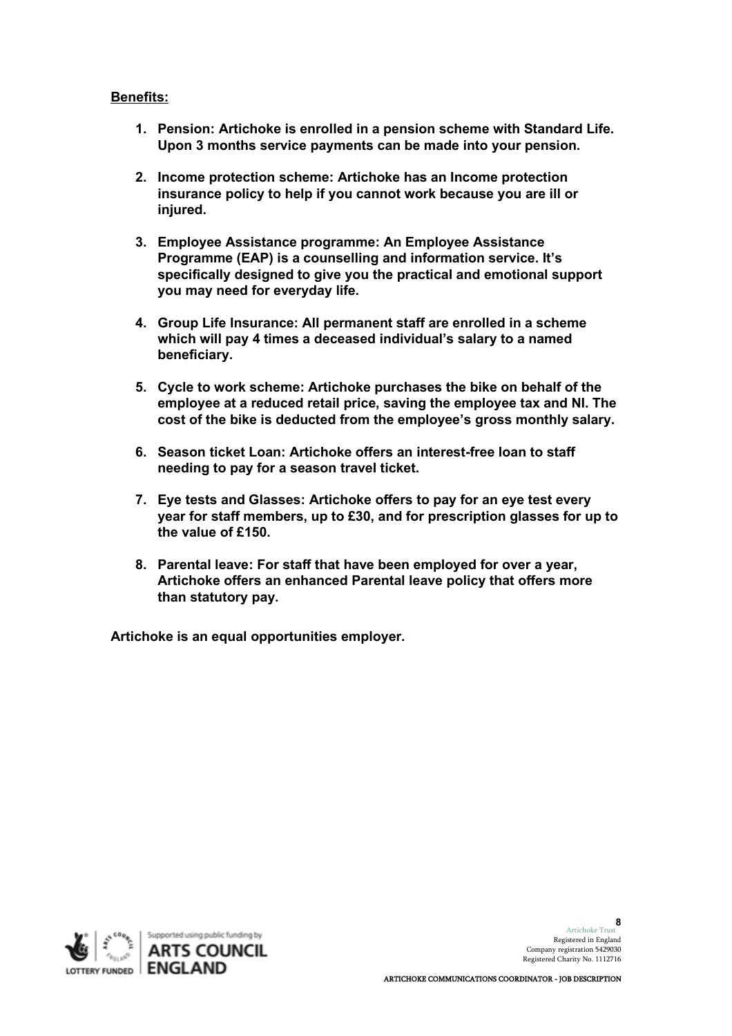**Benefits:**

1. **Pension: Artichoke is enrolled in a pension scheme with Standard Life. Upon 3 months service payments can be made into your pension.**

2. **Income protection scheme: Artichoke has an Income protection insurance policy to help if you cannot work because you are ill or injured.**

3. **Employee Assistance programme: An Employee Assistance Programme (EAP) is a counselling and information service. It's specifically designed to give you the practical and emotional support you may need for everyday life.**

4. **Group Life Insurance: All permanent staff are enrolled in a scheme which will pay 4 times a deceased individual's salary to a named beneficiary.**

5. **Cycle to work scheme: Artichoke purchases the bike on behalf of the employee at a reduced retail price, saving the employee tax and NI. The cost of the bike is deducted from the employee's gross monthly salary.**

6. **Season ticket Loan: Artichoke offers an interest-free loan to staff needing to pay for a season travel ticket.**

7. **Eye tests and Glasses: Artichoke offers to pay for an eye test every year for staff members, up to £30, and for prescription glasses for up to the value of £150.**

8. **Parental leave: For staff that have been employed for over a year, Artichoke offers an enhanced Parental leave policy that offers more than statutory pay.**

**Artichoke is an equal opportunities employer.**